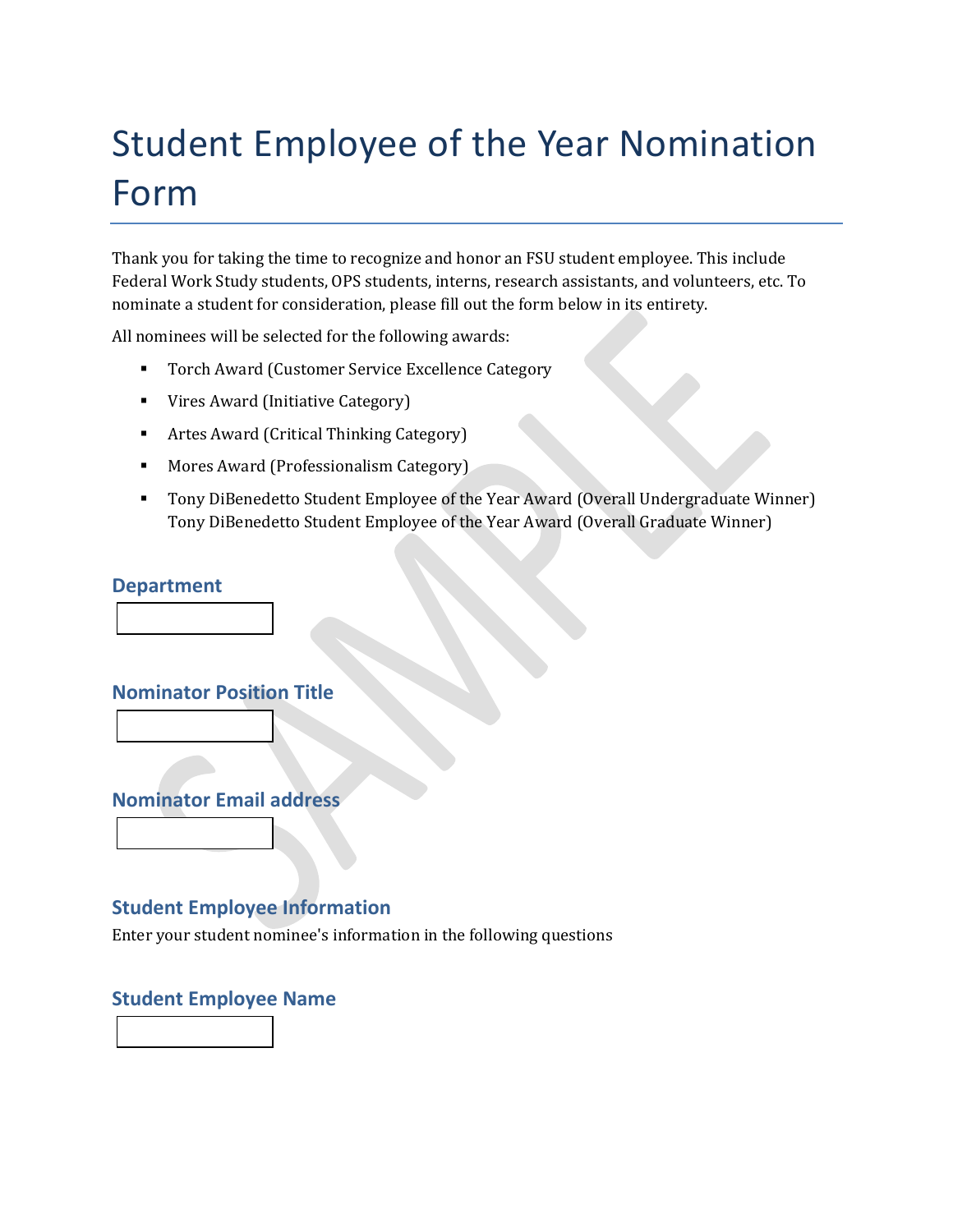# Student Employee of the Year Nomination Form

Thank you for taking the time to recognize and honor an FSU student employee. This include Federal Work Study students, OPS students, interns, research assistants, and volunteers, etc. To nominate a student for consideration, please fill out the form below in its entirety.

All nominees will be selected for the following awards:

- Torch Award (Customer Service Excellence Category
- Vires Award (Initiative Category)
- Artes Award (Critical Thinking Category)
- Mores Award (Professionalism Category)
- Tony DiBenedetto Student Employee of the Year Award (Overall Undergraduate Winner)
  Tony DiBenedetto Student Employee of the Year Award (Overall Graduate Winner)

### Department

### Nominator Position Title

### Nominator Email address

### Student Employee Information

Enter your student nominee's information in the following questions

### Student Employee Name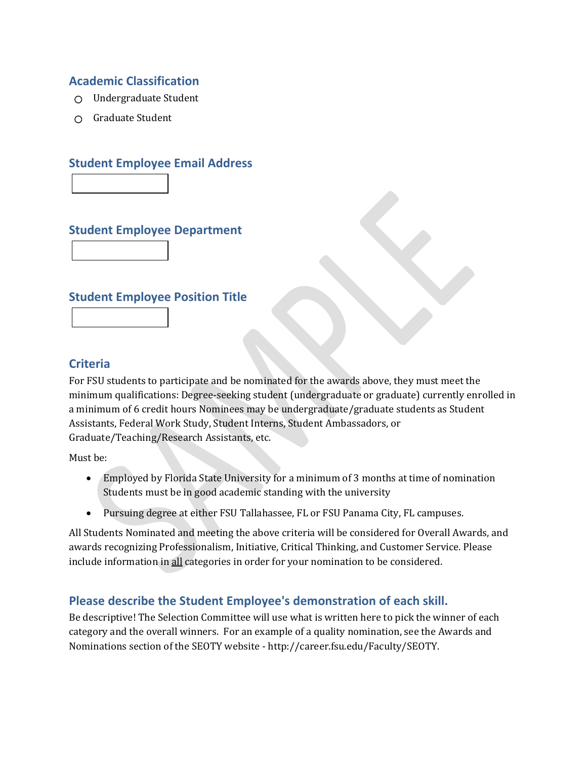## Academic Classification

- ○ Undergraduate Student
- ○ Graduate Student

## Student Employee Email Address

## Student Employee Department

## Student Employee Position Title

## Criteria

For FSU students to participate and be nominated for the awards above, they must meet the minimum qualifications: Degree-seeking student (undergraduate or graduate) currently enrolled in a minimum of 6 credit hours Nominees may be undergraduate/graduate students as Student Assistants, Federal Work Study, Student Interns, Student Ambassadors, or Graduate/Teaching/Research Assistants, etc.

Must be:

- Employed by Florida State University for a minimum of 3 months at time of nomination Students must be in good academic standing with the university
- Pursuing degree at either FSU Tallahassee, FL or FSU Panama City, FL campuses.

All Students Nominated and meeting the above criteria will be considered for Overall Awards, and awards recognizing Professionalism, Initiative, Critical Thinking, and Customer Service. Please include information in <u>all</u> categories in order for your nomination to be considered.

## Please describe the Student Employee's demonstration of each skill.

Be descriptive! The Selection Committee will use what is written here to pick the winner of each category and the overall winners. For an example of a quality nomination, see the Awards and Nominations section of the SEOTY website - http://career.fsu.edu/Faculty/SEOTY.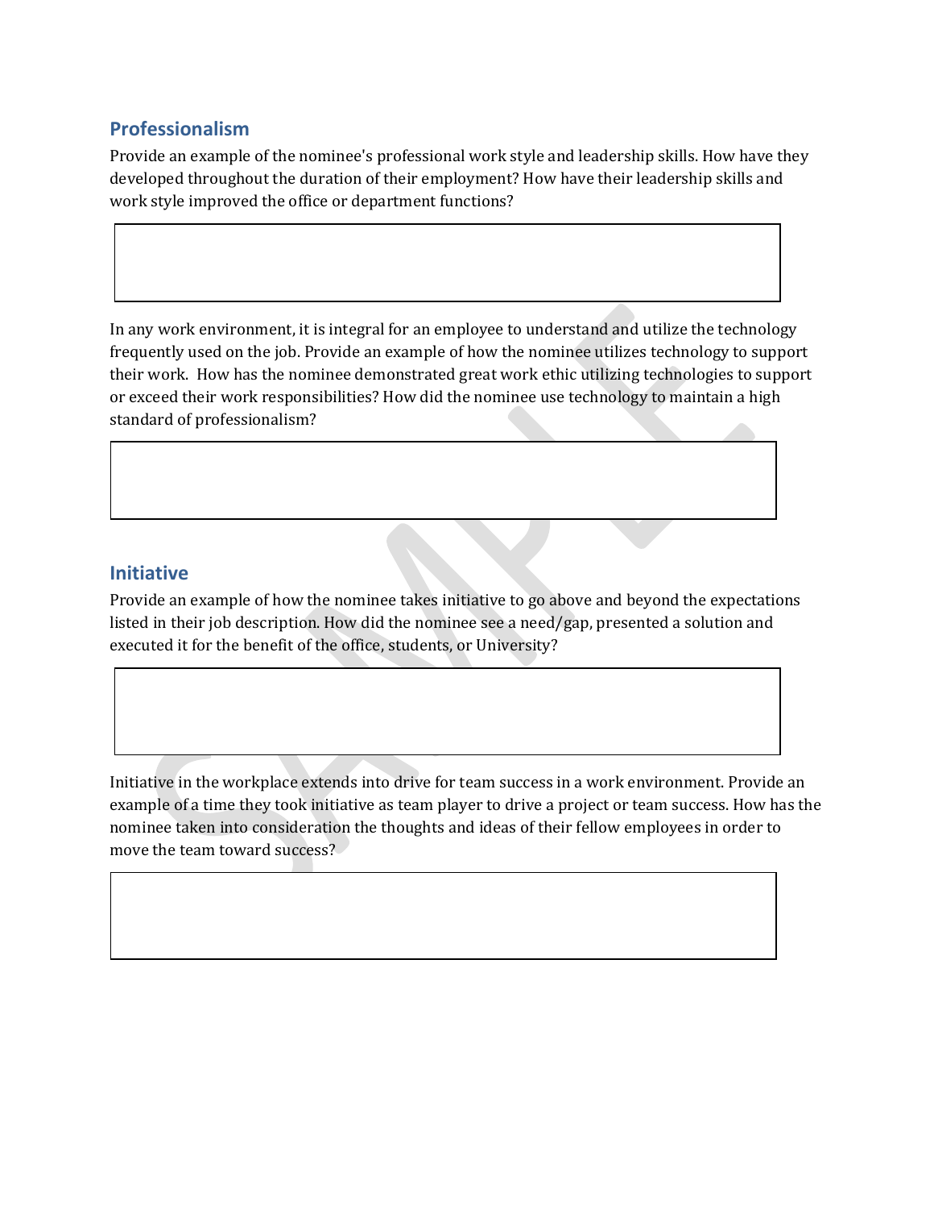## Professionalism

Provide an example of the nominee's professional work style and leadership skills. How have they developed throughout the duration of their employment? How have their leadership skills and work style improved the office or department functions?

In any work environment, it is integral for an employee to understand and utilize the technology frequently used on the job. Provide an example of how the nominee utilizes technology to support their work. How has the nominee demonstrated great work ethic utilizing technologies to support or exceed their work responsibilities? How did the nominee use technology to maintain a high standard of professionalism?

## Initiative

Provide an example of how the nominee takes initiative to go above and beyond the expectations listed in their job description. How did the nominee see a need/gap, presented a solution and executed it for the benefit of the office, students, or University?

Initiative in the workplace extends into drive for team success in a work environment. Provide an example of a time they took initiative as team player to drive a project or team success. How has the nominee taken into consideration the thoughts and ideas of their fellow employees in order to move the team toward success?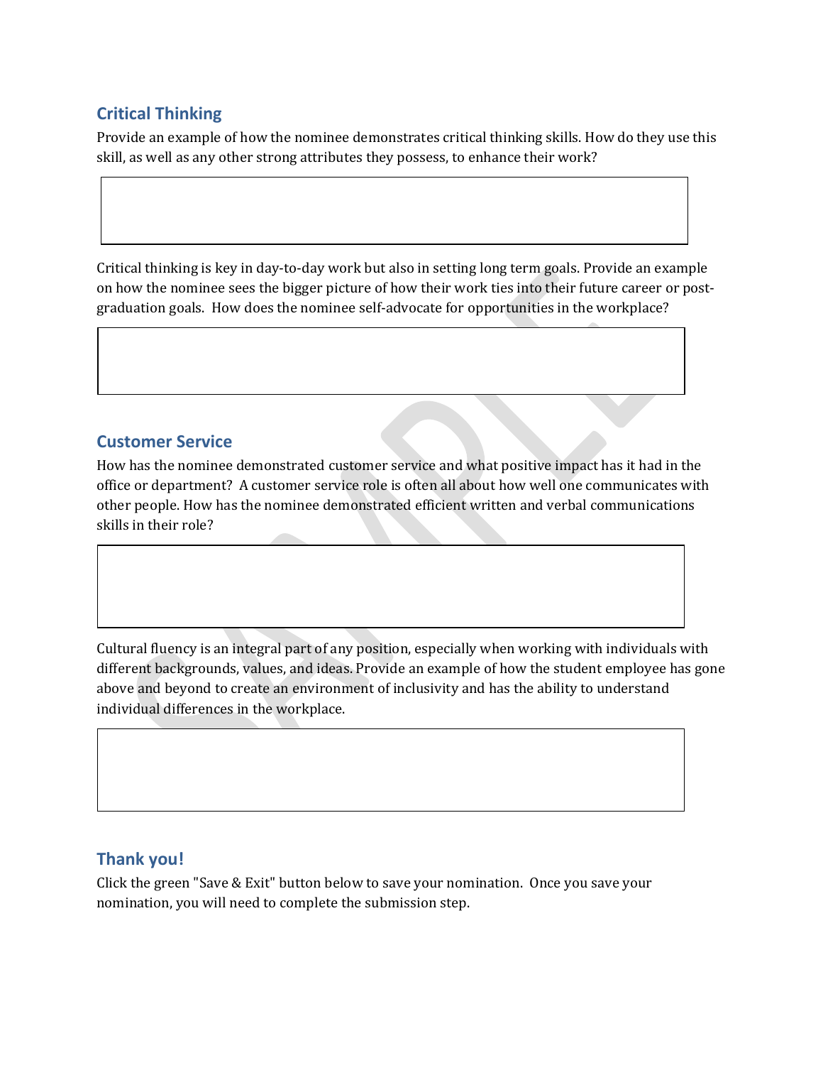## Critical Thinking

Provide an example of how the nominee demonstrates critical thinking skills. How do they use this skill, as well as any other strong attributes they possess, to enhance their work?

Critical thinking is key in day-to-day work but also in setting long term goals. Provide an example on how the nominee sees the bigger picture of how their work ties into their future career or post-graduation goals. How does the nominee self-advocate for opportunities in the workplace?

## Customer Service

How has the nominee demonstrated customer service and what positive impact has it had in the office or department? A customer service role is often all about how well one communicates with other people. How has the nominee demonstrated efficient written and verbal communications skills in their role?

Cultural fluency is an integral part of any position, especially when working with individuals with different backgrounds, values, and ideas. Provide an example of how the student employee has gone above and beyond to create an environment of inclusivity and has the ability to understand individual differences in the workplace.

## Thank you!

Click the green "Save & Exit" button below to save your nomination. Once you save your nomination, you will need to complete the submission step.